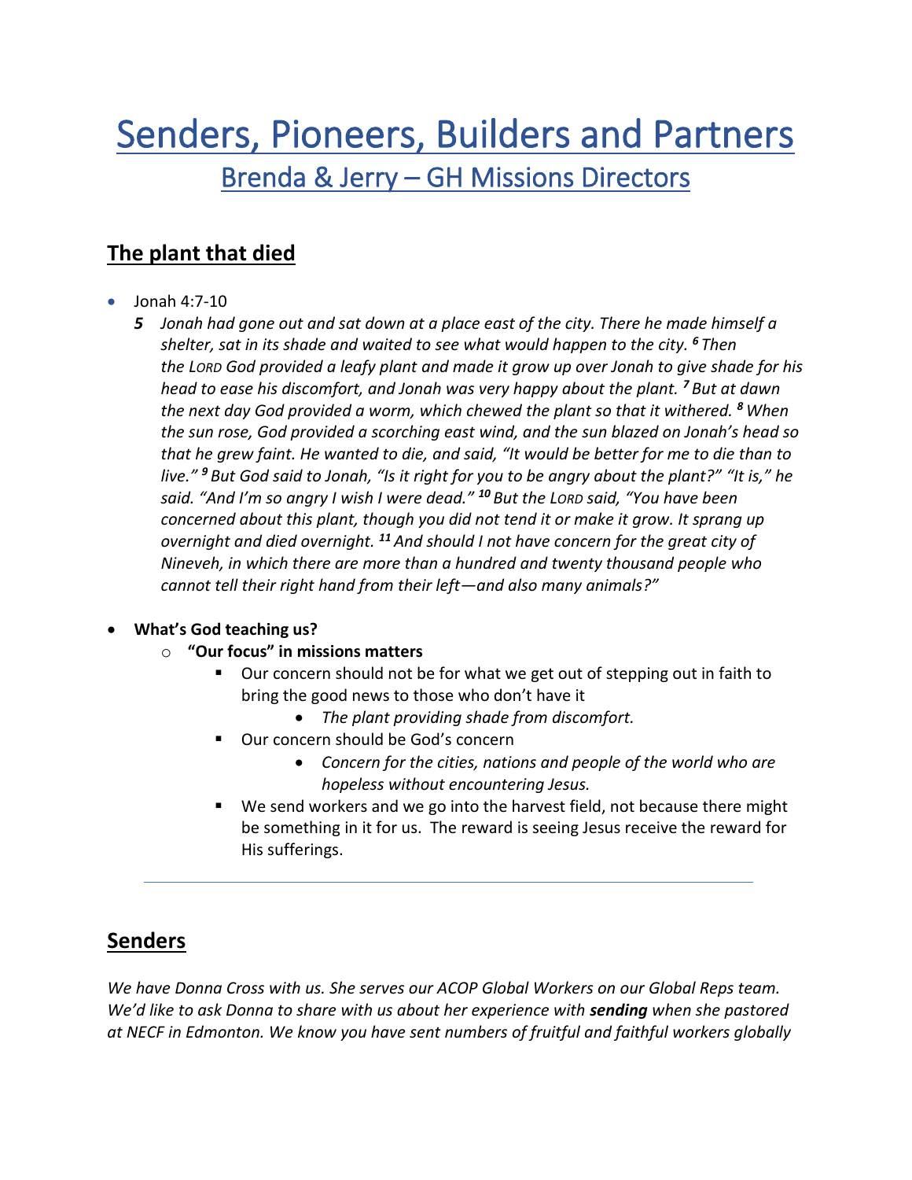# Senders, Pioneers, Builders and Partners

## Brenda & Jerry – GH Missions Directors

## The plant that died

- Jonah 4:7-10
  - *5 Jonah had gone out and sat down at a place east of the city. There he made himself a shelter, sat in its shade and waited to see what would happen to the city. 6 Then the LORD God provided a leafy plant and made it grow up over Jonah to give shade for his head to ease his discomfort, and Jonah was very happy about the plant. 7 But at dawn the next day God provided a worm, which chewed the plant so that it withered. 8 When the sun rose, God provided a scorching east wind, and the sun blazed on Jonah's head so that he grew faint. He wanted to die, and said, "It would be better for me to die than to live." 9 But God said to Jonah, "Is it right for you to be angry about the plant?" "It is," he said. "And I'm so angry I wish I were dead." 10 But the LORD said, "You have been concerned about this plant, though you did not tend it or make it grow. It sprang up overnight and died overnight. 11 And should I not have concern for the great city of Nineveh, in which there are more than a hundred and twenty thousand people who cannot tell their right hand from their left—and also many animals?"*
- **What's God teaching us?**
  - **"Our focus" in missions matters**
    - Our concern should not be for what we get out of stepping out in faith to bring the good news to those who don't have it
      - *The plant providing shade from discomfort.*
    - Our concern should be God's concern
      - *Concern for the cities, nations and people of the world who are hopeless without encountering Jesus.*
    - We send workers and we go into the harvest field, not because there might be something in it for us. The reward is seeing Jesus receive the reward for His sufferings.

---

## Senders

*We have Donna Cross with us. She serves our ACOP Global Workers on our Global Reps team. We'd like to ask Donna to share with us about her experience with **sending** when she pastored at NECF in Edmonton. We know you have sent numbers of fruitful and faithful workers globally*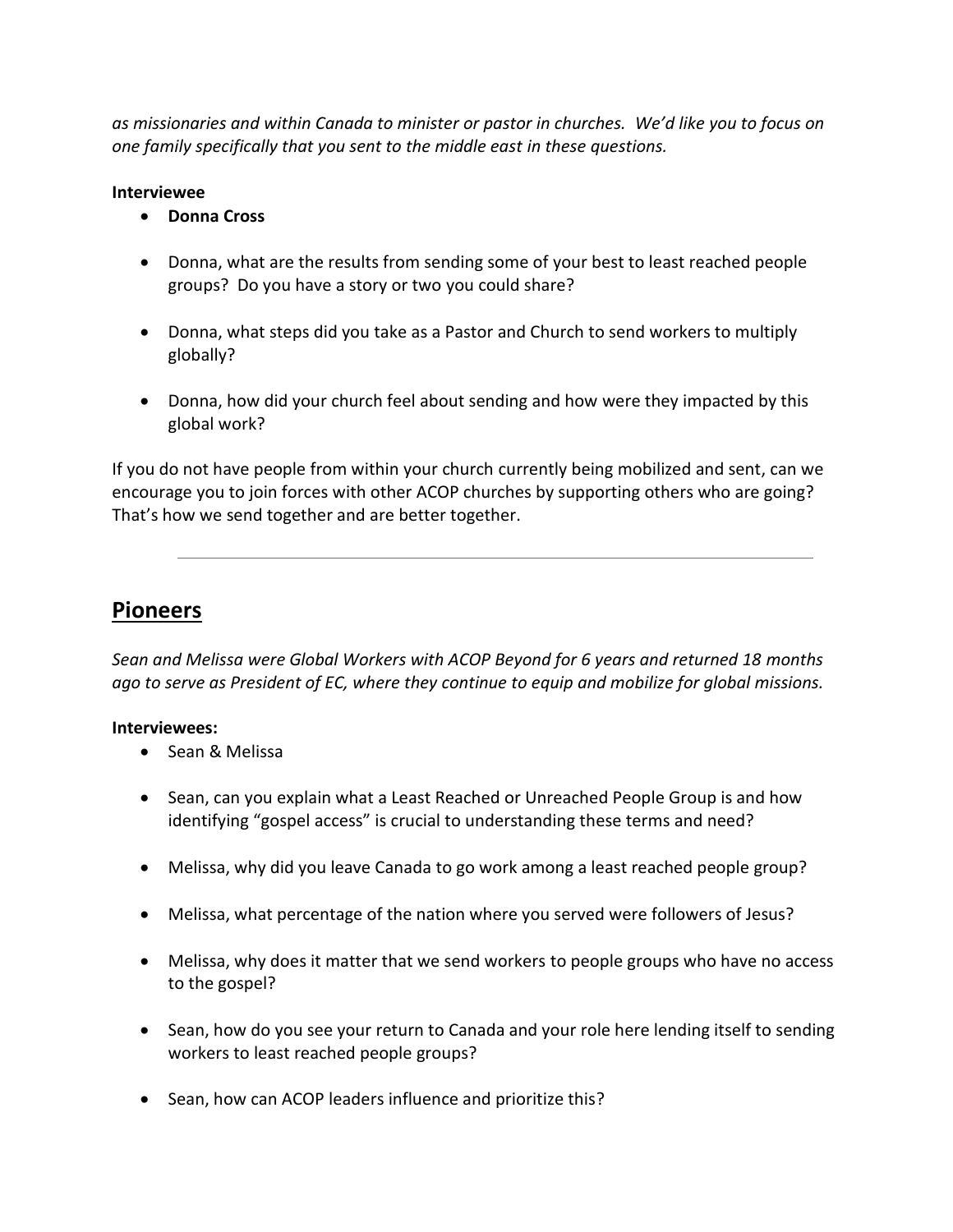*as missionaries and within Canada to minister or pastor in churches. We'd like you to focus on one family specifically that you sent to the middle east in these questions.*

**Interviewee**

- **Donna Cross**

- Donna, what are the results from sending some of your best to least reached people groups? Do you have a story or two you could share?

- Donna, what steps did you take as a Pastor and Church to send workers to multiply globally?

- Donna, how did your church feel about sending and how were they impacted by this global work?

If you do not have people from within your church currently being mobilized and sent, can we encourage you to join forces with other ACOP churches by supporting others who are going? That's how we send together and are better together.

---

## Pioneers

*Sean and Melissa were Global Workers with ACOP Beyond for 6 years and returned 18 months ago to serve as President of EC, where they continue to equip and mobilize for global missions.*

**Interviewees:**

- Sean & Melissa

- Sean, can you explain what a Least Reached or Unreached People Group is and how identifying "gospel access" is crucial to understanding these terms and need?

- Melissa, why did you leave Canada to go work among a least reached people group?

- Melissa, what percentage of the nation where you served were followers of Jesus?

- Melissa, why does it matter that we send workers to people groups who have no access to the gospel?

- Sean, how do you see your return to Canada and your role here lending itself to sending workers to least reached people groups?

- Sean, how can ACOP leaders influence and prioritize this?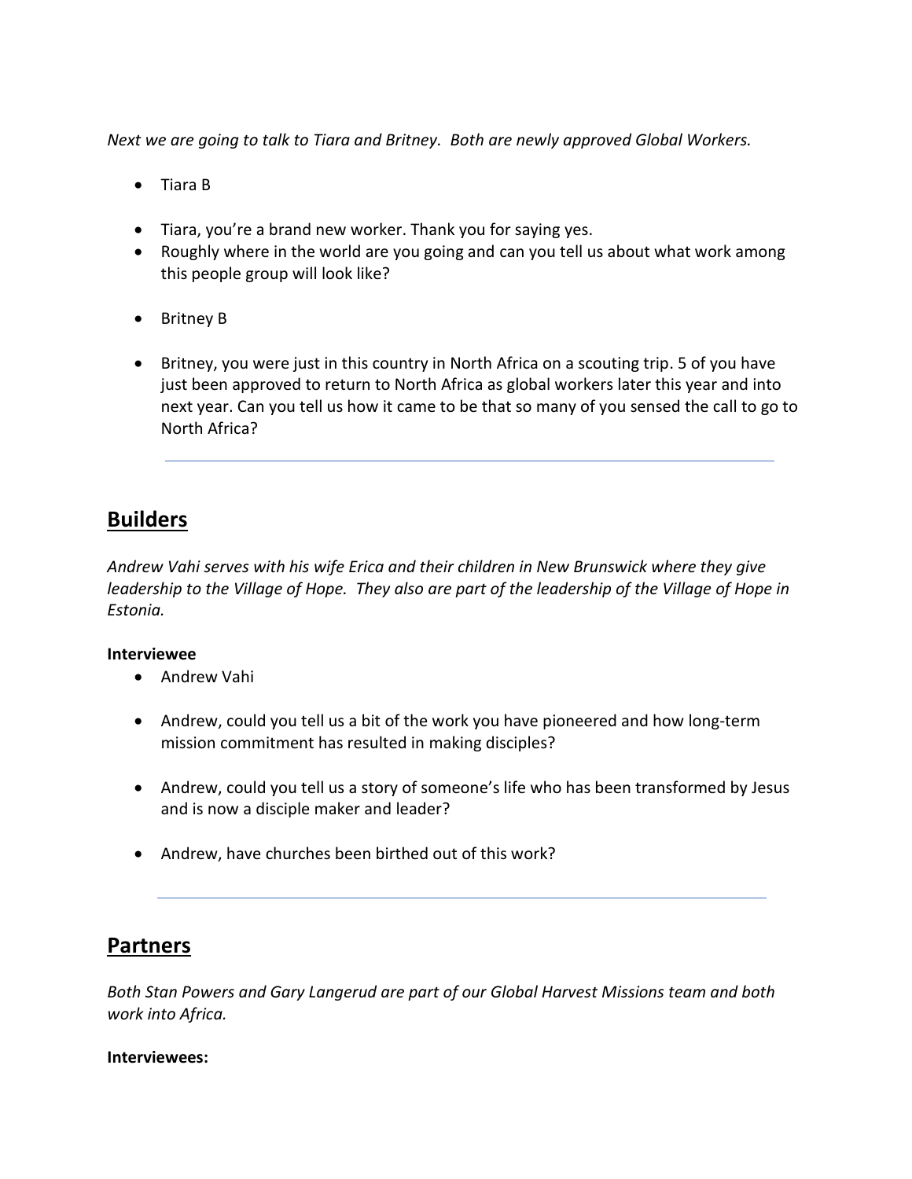*Next we are going to talk to Tiara and Britney. Both are newly approved Global Workers.*

- Tiara B

- Tiara, you're a brand new worker. Thank you for saying yes.
- Roughly where in the world are you going and can you tell us about what work among this people group will look like?

- Britney B

- Britney, you were just in this country in North Africa on a scouting trip. 5 of you have just been approved to return to North Africa as global workers later this year and into next year. Can you tell us how it came to be that so many of you sensed the call to go to North Africa?

---

## Builders

*Andrew Vahi serves with his wife Erica and their children in New Brunswick where they give leadership to the Village of Hope. They also are part of the leadership of the Village of Hope in Estonia.*

**Interviewee**

- Andrew Vahi

- Andrew, could you tell us a bit of the work you have pioneered and how long-term mission commitment has resulted in making disciples?

- Andrew, could you tell us a story of someone's life who has been transformed by Jesus and is now a disciple maker and leader?

- Andrew, have churches been birthed out of this work?

---

## Partners

*Both Stan Powers and Gary Langerud are part of our Global Harvest Missions team and both work into Africa.*

**Interviewees:**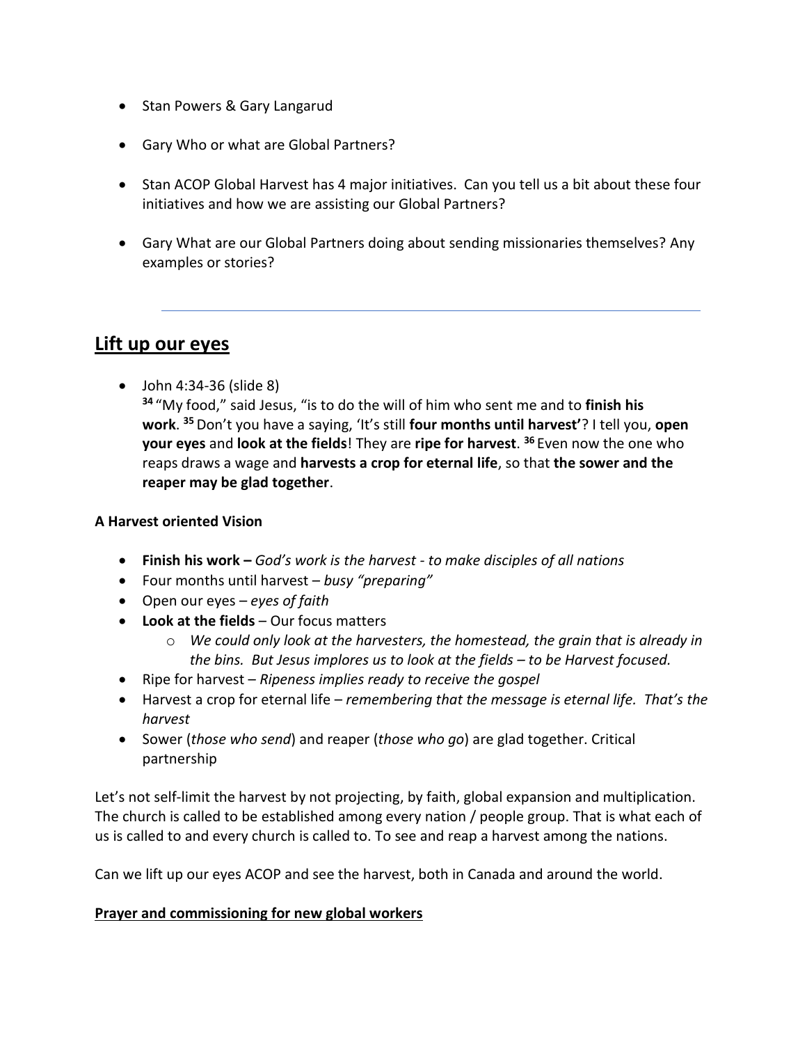- Stan Powers & Gary Langarud
- Gary Who or what are Global Partners?
- Stan ACOP Global Harvest has 4 major initiatives. Can you tell us a bit about these four initiatives and how we are assisting our Global Partners?
- Gary What are our Global Partners doing about sending missionaries themselves? Any examples or stories?

---

## Lift up our eyes

- John 4:34-36 (slide 8)
  [34] "My food," said Jesus, "is to do the will of him who sent me and to **finish his work**. [35] Don't you have a saying, 'It's still **four months until harvest'**? I tell you, **open your eyes** and **look at the fields**! They are **ripe for harvest**. [36] Even now the one who reaps draws a wage and **harvests a crop for eternal life**, so that **the sower and the reaper may be glad together**.

**A Harvest oriented Vision**

- **Finish his work –** *God's work is the harvest - to make disciples of all nations*
- Four months until harvest – *busy "preparing"*
- Open our eyes – *eyes of faith*
- **Look at the fields** – Our focus matters
  - *We could only look at the harvesters, the homestead, the grain that is already in the bins. But Jesus implores us to look at the fields – to be Harvest focused.*
- Ripe for harvest – *Ripeness implies ready to receive the gospel*
- Harvest a crop for eternal life – *remembering that the message is eternal life. That's the harvest*
- Sower (*those who send*) and reaper (*those who go*) are glad together. Critical partnership

Let's not self-limit the harvest by not projecting, by faith, global expansion and multiplication. The church is called to be established among every nation / people group. That is what each of us is called to and every church is called to. To see and reap a harvest among the nations.

Can we lift up our eyes ACOP and see the harvest, both in Canada and around the world.

**Prayer and commissioning for new global workers**